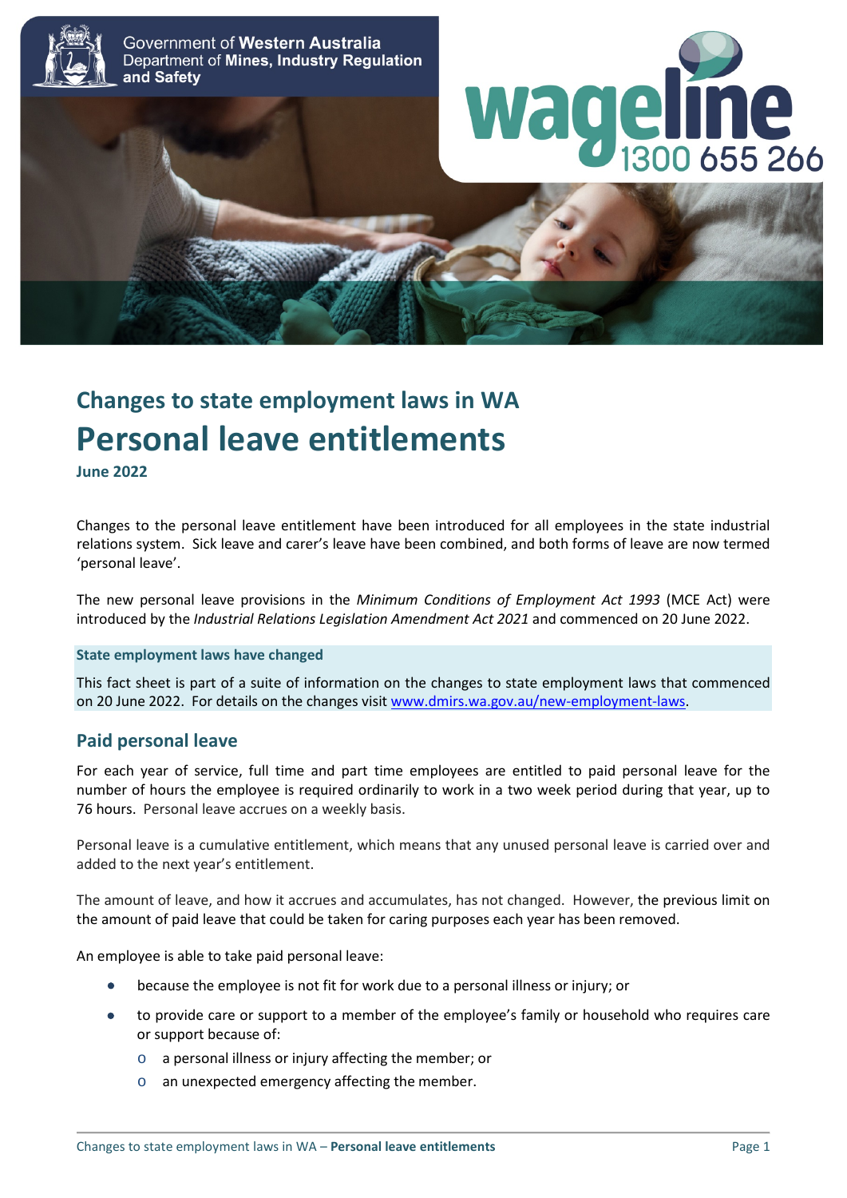Government of **Western Australia**
Department of **Mines, Industry Regulation and Safety**

wageline 1300 655 266

## Changes to state employment laws in WA

# Personal leave entitlements

**June 2022**

Changes to the personal leave entitlement have been introduced for all employees in the state industrial relations system. Sick leave and carer's leave have been combined, and both forms of leave are now termed 'personal leave'.

The new personal leave provisions in the *Minimum Conditions of Employment Act 1993* (MCE Act) were introduced by the *Industrial Relations Legislation Amendment Act 2021* and commenced on 20 June 2022.

**State employment laws have changed**

This fact sheet is part of a suite of information on the changes to state employment laws that commenced on 20 June 2022. For details on the changes visit www.dmirs.wa.gov.au/new-employment-laws.

## Paid personal leave

For each year of service, full time and part time employees are entitled to paid personal leave for the number of hours the employee is required ordinarily to work in a two week period during that year, up to 76 hours. Personal leave accrues on a weekly basis.

Personal leave is a cumulative entitlement, which means that any unused personal leave is carried over and added to the next year's entitlement.

The amount of leave, and how it accrues and accumulates, has not changed. However, the previous limit on the amount of paid leave that could be taken for caring purposes each year has been removed.

An employee is able to take paid personal leave:

- because the employee is not fit for work due to a personal illness or injury; or
- to provide care or support to a member of the employee's family or household who requires care or support because of:
    - a personal illness or injury affecting the member; or
    - an unexpected emergency affecting the member.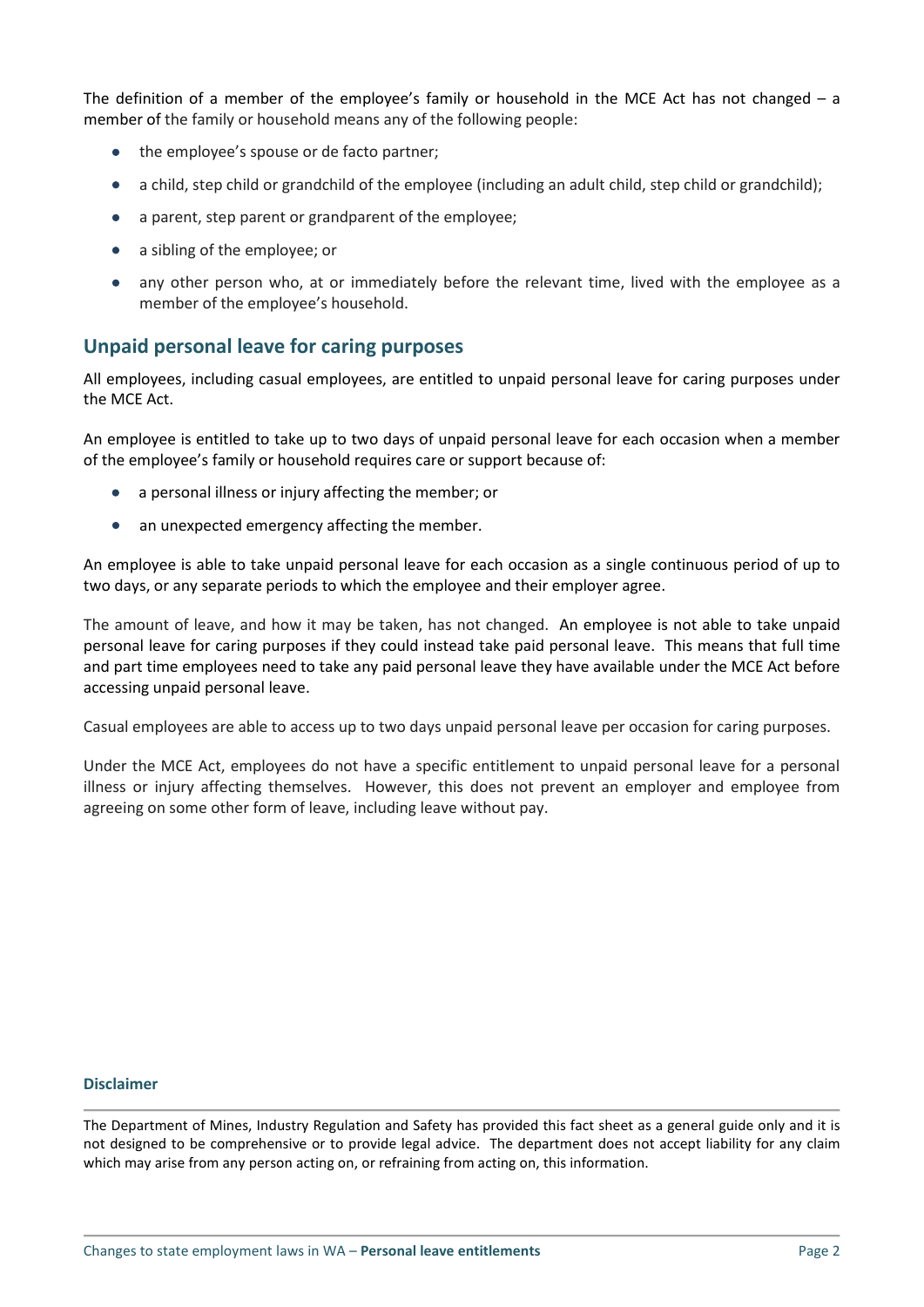The definition of a member of the employee's family or household in the MCE Act has not changed – a member of the family or household means any of the following people:

- the employee's spouse or de facto partner;
- a child, step child or grandchild of the employee (including an adult child, step child or grandchild);
- a parent, step parent or grandparent of the employee;
- a sibling of the employee; or
- any other person who, at or immediately before the relevant time, lived with the employee as a member of the employee's household.

## Unpaid personal leave for caring purposes

All employees, including casual employees, are entitled to unpaid personal leave for caring purposes under the MCE Act.

An employee is entitled to take up to two days of unpaid personal leave for each occasion when a member of the employee's family or household requires care or support because of:

- a personal illness or injury affecting the member; or
- an unexpected emergency affecting the member.

An employee is able to take unpaid personal leave for each occasion as a single continuous period of up to two days, or any separate periods to which the employee and their employer agree.

The amount of leave, and how it may be taken, has not changed. An employee is not able to take unpaid personal leave for caring purposes if they could instead take paid personal leave. This means that full time and part time employees need to take any paid personal leave they have available under the MCE Act before accessing unpaid personal leave.

Casual employees are able to access up to two days unpaid personal leave per occasion for caring purposes.

Under the MCE Act, employees do not have a specific entitlement to unpaid personal leave for a personal illness or injury affecting themselves. However, this does not prevent an employer and employee from agreeing on some other form of leave, including leave without pay.

### Disclaimer

The Department of Mines, Industry Regulation and Safety has provided this fact sheet as a general guide only and it is not designed to be comprehensive or to provide legal advice. The department does not accept liability for any claim which may arise from any person acting on, or refraining from acting on, this information.